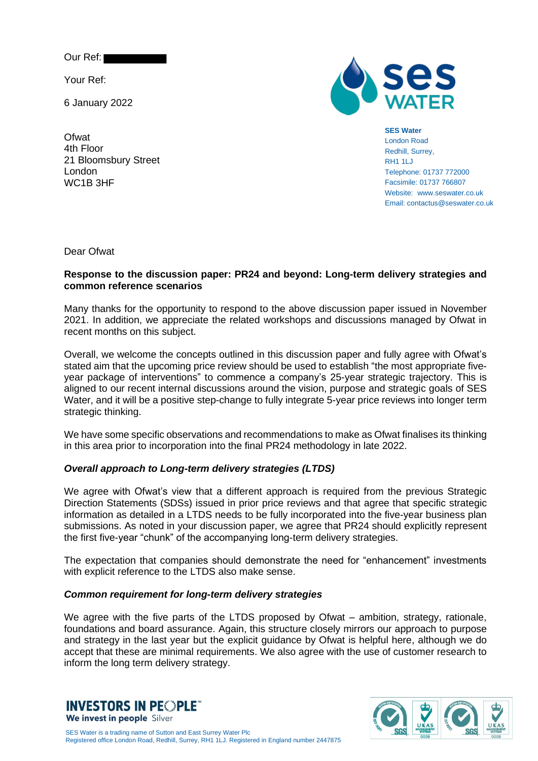Our Ref: ██████

Your Ref:

6 January 2022

Ofwat
4th Floor
21 Bloomsbury Street
London
WC1B 3HF

**SES Water**
London Road
Redhill, Surrey,
RH1 1LJ
Telephone: 01737 772000
Facsimile: 01737 766807
Website: www.seswater.co.uk
Email: contactus@seswater.co.uk

Dear Ofwat

**Response to the discussion paper: PR24 and beyond: Long-term delivery strategies and common reference scenarios**

Many thanks for the opportunity to respond to the above discussion paper issued in November 2021. In addition, we appreciate the related workshops and discussions managed by Ofwat in recent months on this subject.

Overall, we welcome the concepts outlined in this discussion paper and fully agree with Ofwat's stated aim that the upcoming price review should be used to establish "the most appropriate five-year package of interventions" to commence a company's 25-year strategic trajectory. This is aligned to our recent internal discussions around the vision, purpose and strategic goals of SES Water, and it will be a positive step-change to fully integrate 5-year price reviews into longer term strategic thinking.

We have some specific observations and recommendations to make as Ofwat finalises its thinking in this area prior to incorporation into the final PR24 methodology in late 2022.

***Overall approach to Long-term delivery strategies (LTDS)***

We agree with Ofwat's view that a different approach is required from the previous Strategic Direction Statements (SDSs) issued in prior price reviews and that agree that specific strategic information as detailed in a LTDS needs to be fully incorporated into the five-year business plan submissions. As noted in your discussion paper, we agree that PR24 should explicitly represent the first five-year "chunk" of the accompanying long-term delivery strategies.

The expectation that companies should demonstrate the need for "enhancement" investments with explicit reference to the LTDS also make sense.

***Common requirement for long-term delivery strategies***

We agree with the five parts of the LTDS proposed by Ofwat – ambition, strategy, rationale, foundations and board assurance. Again, this structure closely mirrors our approach to purpose and strategy in the last year but the explicit guidance by Ofwat is helpful here, although we do accept that these are minimal requirements. We also agree with the use of customer research to inform the long term delivery strategy.

SES Water is a trading name of Sutton and East Surrey Water Plc
Registered office London Road, Redhill, Surrey, RH1 1LJ. Registered in England number 2447875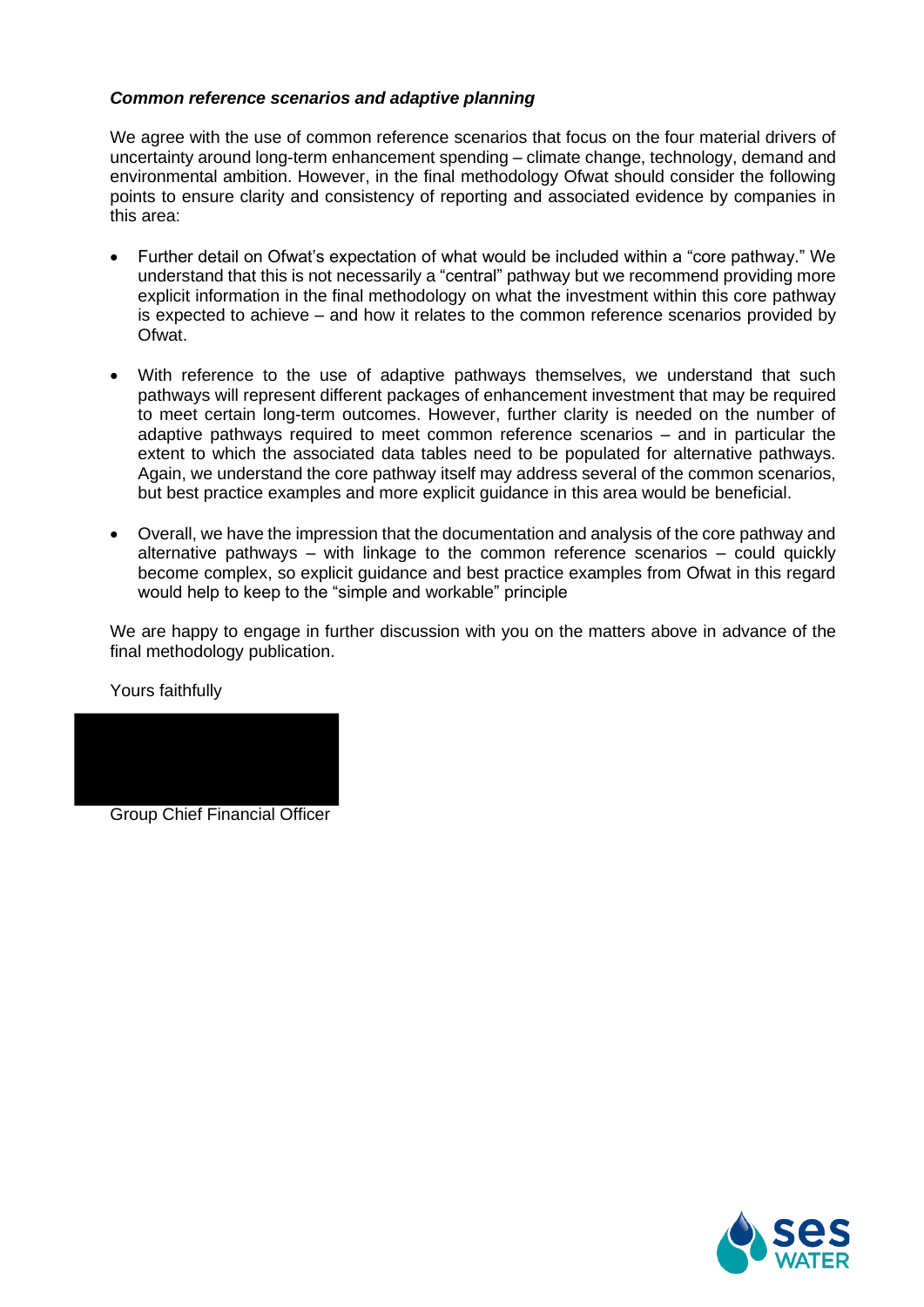***Common reference scenarios and adaptive planning***

We agree with the use of common reference scenarios that focus on the four material drivers of uncertainty around long-term enhancement spending – climate change, technology, demand and environmental ambition. However, in the final methodology Ofwat should consider the following points to ensure clarity and consistency of reporting and associated evidence by companies in this area:

- Further detail on Ofwat's expectation of what would be included within a "core pathway." We understand that this is not necessarily a "central" pathway but we recommend providing more explicit information in the final methodology on what the investment within this core pathway is expected to achieve – and how it relates to the common reference scenarios provided by Ofwat.
- With reference to the use of adaptive pathways themselves, we understand that such pathways will represent different packages of enhancement investment that may be required to meet certain long-term outcomes. However, further clarity is needed on the number of adaptive pathways required to meet common reference scenarios – and in particular the extent to which the associated data tables need to be populated for alternative pathways. Again, we understand the core pathway itself may address several of the common scenarios, but best practice examples and more explicit guidance in this area would be beneficial.
- Overall, we have the impression that the documentation and analysis of the core pathway and alternative pathways – with linkage to the common reference scenarios – could quickly become complex, so explicit guidance and best practice examples from Ofwat in this regard would help to keep to the "simple and workable" principle

We are happy to engage in further discussion with you on the matters above in advance of the final methodology publication.

Yours faithfully

Group Chief Financial Officer